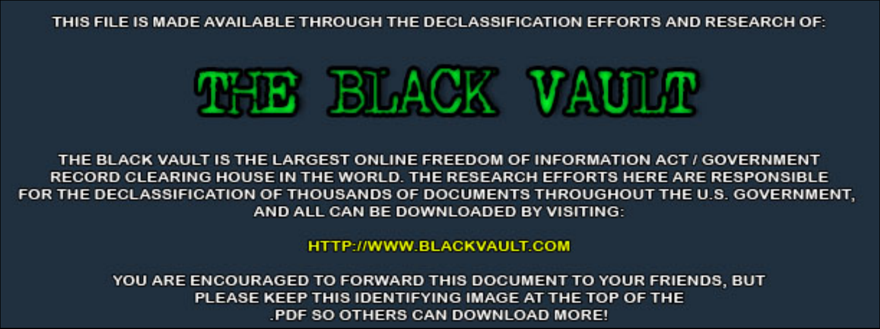THIS FILE IS MADE AVAILABLE THROUGH THE DECLASSIFICATION EFFORTS AND RESEARCH OF:

# THE BLACK VAULT

THE BLACK VAULT IS THE LARGEST ONLINE FREEDOM OF INFORMATION ACT / GOVERNMENT RECORD CLEARING HOUSE IN THE WORLD. THE RESEARCH EFFORTS HERE ARE RESPONSIBLE FOR THE DECLASSIFICATION OF THOUSANDS OF DOCUMENTS THROUGHOUT THE U.S. GOVERNMENT, AND ALL CAN BE DOWNLOADED BY VISITING:

HTTP://WWW.BLACKVAULT.COM

YOU ARE ENCOURAGED TO FORWARD THIS DOCUMENT TO YOUR FRIENDS, BUT PLEASE KEEP THIS IDENTIFYING IMAGE AT THE TOP OF THE .PDF SO OTHERS CAN DOWNLOAD MORE!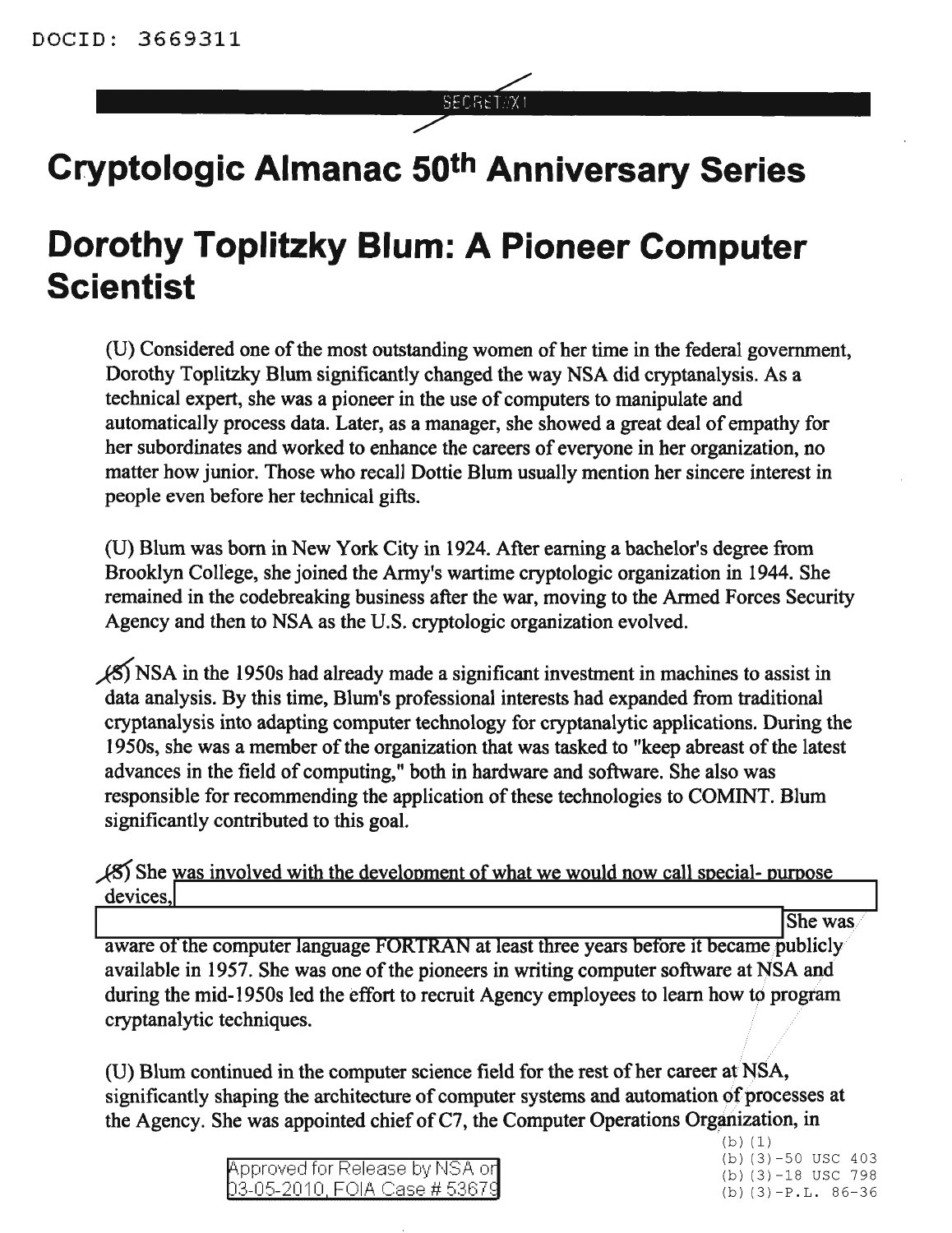DOCID: 3669311

SECRET//X1

# Cryptologic Almanac 50th Anniversary Series

# Dorothy Toplitzky Blum: A Pioneer Computer Scientist

(U) Considered one of the most outstanding women of her time in the federal government, Dorothy Toplitzky Blum significantly changed the way NSA did cryptanalysis. As a technical expert, she was a pioneer in the use of computers to manipulate and automatically process data. Later, as a manager, she showed a great deal of empathy for her subordinates and worked to enhance the careers of everyone in her organization, no matter how junior. Those who recall Dottie Blum usually mention her sincere interest in people even before her technical gifts.

(U) Blum was born in New York City in 1924. After earning a bachelor's degree from Brooklyn College, she joined the Army's wartime cryptologic organization in 1944. She remained in the codebreaking business after the war, moving to the Armed Forces Security Agency and then to NSA as the U.S. cryptologic organization evolved.

(S) NSA in the 1950s had already made a significant investment in machines to assist in data analysis. By this time, Blum's professional interests had expanded from traditional cryptanalysis into adapting computer technology for cryptanalytic applications. During the 1950s, she was a member of the organization that was tasked to "keep abreast of the latest advances in the field of computing," both in hardware and software. She also was responsible for recommending the application of these technologies to COMINT. Blum significantly contributed to this goal.

(S) She was involved with the development of what we would now call special- purpose devices, [redacted] She was aware of the computer language FORTRAN at least three years before it became publicly available in 1957. She was one of the pioneers in writing computer software at NSA and during the mid-1950s led the effort to recruit Agency employees to learn how to program cryptanalytic techniques.

(U) Blum continued in the computer science field for the rest of her career at NSA, significantly shaping the architecture of computer systems and automation of processes at the Agency. She was appointed chief of C7, the Computer Operations Organization, in

Approved for Release by NSA on 03-05-2010, FOIA Case # 53679

(b)(1)
(b)(3)-50 USC 403
(b)(3)-18 USC 798
(b)(3)-P.L. 86-36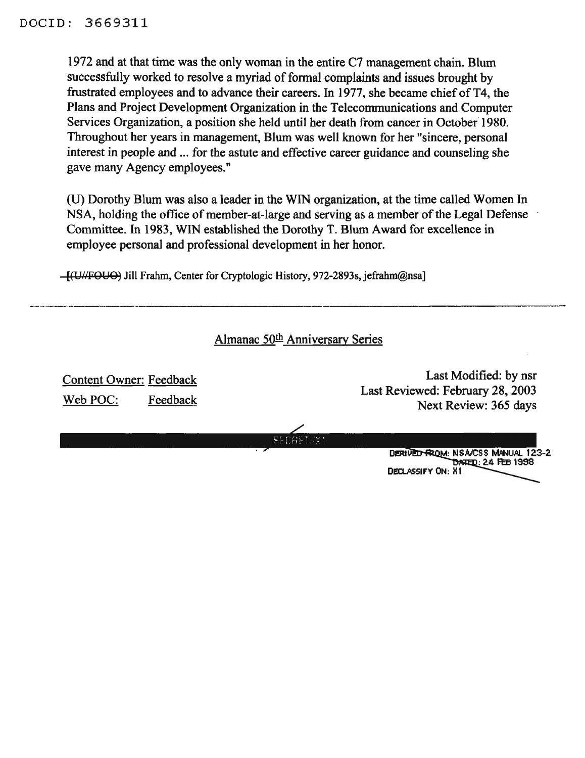1972 and at that time was the only woman in the entire C7 management chain. Blum successfully worked to resolve a myriad of formal complaints and issues brought by frustrated employees and to advance their careers. In 1977, she became chief of T4, the Plans and Project Development Organization in the Telecommunications and Computer Services Organization, a position she held until her death from cancer in October 1980. Throughout her years in management, Blum was well known for her "sincere, personal interest in people and ... for the astute and effective career guidance and counseling she gave many Agency employees."

(U) Dorothy Blum was also a leader in the WIN organization, at the time called Women In NSA, holding the office of member-at-large and serving as a member of the Legal Defense Committee. In 1983, WIN established the Dorothy T. Blum Award for excellence in employee personal and professional development in her honor.

~~[(U//FOUO)~~ Jill Frahm, Center for Cryptologic History, 972-2893s, jefrahm@nsa]

---

Almanac 50th Anniversary Series

Content Owner: Feedback
Web POC: Feedback

Last Modified: by nsr
Last Reviewed: February 28, 2003
Next Review: 365 days

SECRET//X1

~~DERIVED FROM: NSA/CSS MANUAL 123-2~~
~~DATED: 24 FEB 1998~~
~~DECLASSIFY ON: X1~~